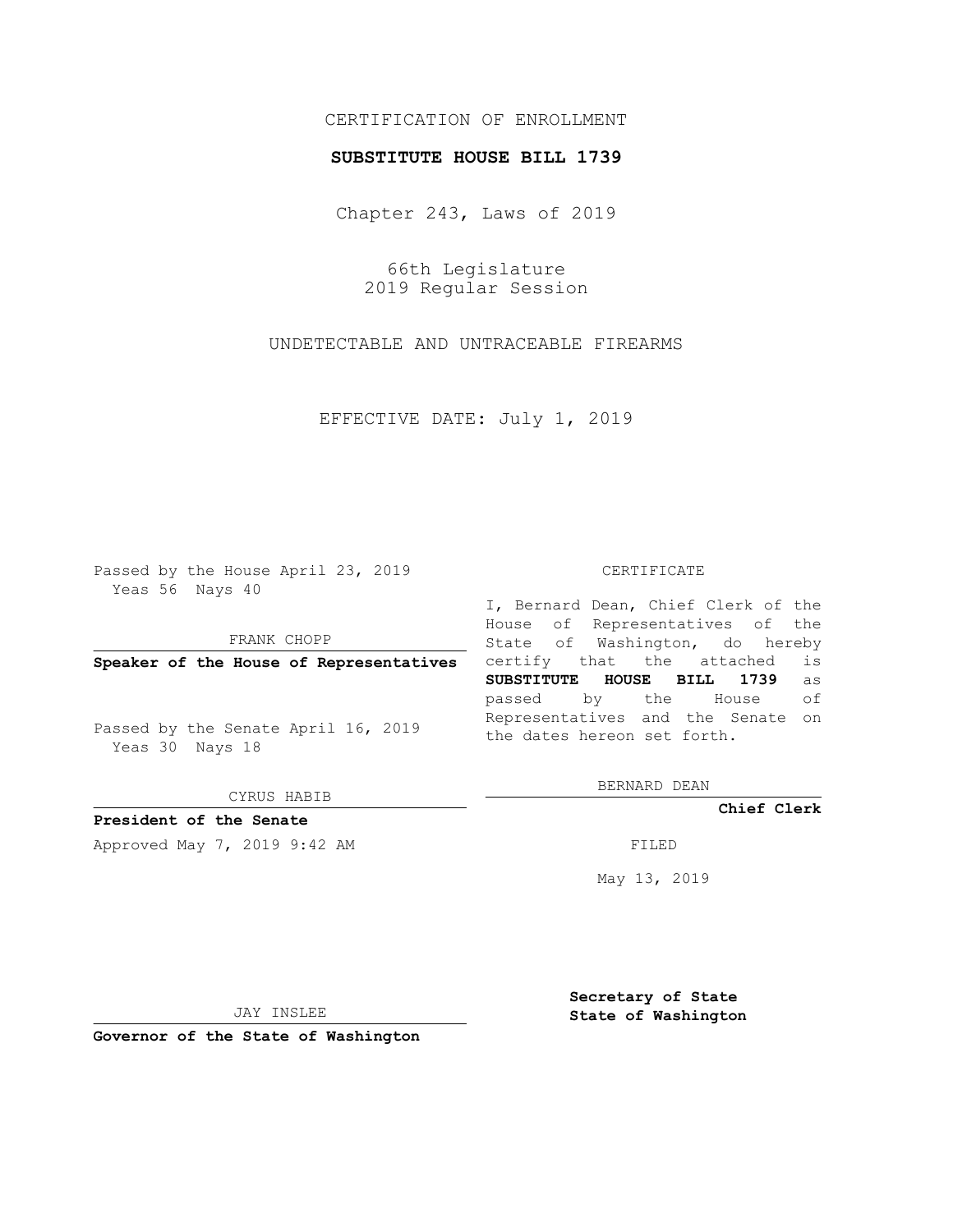CERTIFICATION OF ENROLLMENT

**SUBSTITUTE HOUSE BILL 1739**

Chapter 243, Laws of 2019

66th Legislature
2019 Regular Session

UNDETECTABLE AND UNTRACEABLE FIREARMS

EFFECTIVE DATE: July 1, 2019

Passed by the House April 23, 2019
Yeas 56 Nays 40

FRANK CHOPP

**Speaker of the House of Representatives**

Passed by the Senate April 16, 2019
Yeas 30 Nays 18

CYRUS HABIB

**President of the Senate**

Approved May 7, 2019 9:42 AM

JAY INSLEE

**Governor of the State of Washington**

CERTIFICATE

I, Bernard Dean, Chief Clerk of the House of Representatives of the State of Washington, do hereby certify that the attached is **SUBSTITUTE HOUSE BILL 1739** as passed by the House of Representatives and the Senate on the dates hereon set forth.

BERNARD DEAN

**Chief Clerk**

FILED

May 13, 2019

**Secretary of State**
**State of Washington**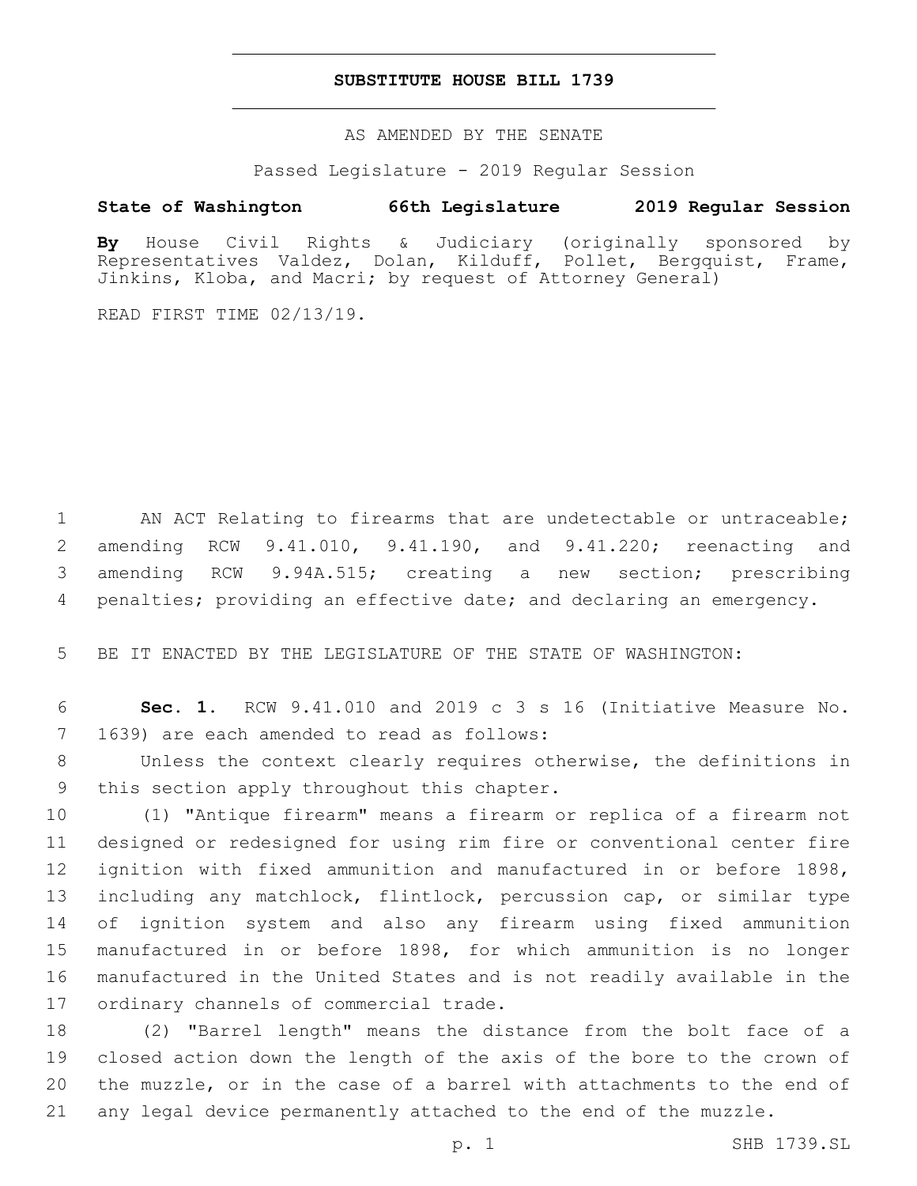# SUBSTITUTE HOUSE BILL 1739

AS AMENDED BY THE SENATE

Passed Legislature - 2019 Regular Session

**State of Washington 66th Legislature 2019 Regular Session**

**By** House Civil Rights & Judiciary (originally sponsored by Representatives Valdez, Dolan, Kilduff, Pollet, Bergquist, Frame, Jinkins, Kloba, and Macri; by request of Attorney General)

READ FIRST TIME 02/13/19.

1 AN ACT Relating to firearms that are undetectable or untraceable; 2 amending RCW 9.41.010, 9.41.190, and 9.41.220; reenacting and 3 amending RCW 9.94A.515; creating a new section; prescribing 4 penalties; providing an effective date; and declaring an emergency.

5 BE IT ENACTED BY THE LEGISLATURE OF THE STATE OF WASHINGTON:

6 **Sec. 1.** RCW 9.41.010 and 2019 c 3 s 16 (Initiative Measure No. 7 1639) are each amended to read as follows:

8 Unless the context clearly requires otherwise, the definitions in 9 this section apply throughout this chapter.

10 (1) "Antique firearm" means a firearm or replica of a firearm not 11 designed or redesigned for using rim fire or conventional center fire 12 ignition with fixed ammunition and manufactured in or before 1898, 13 including any matchlock, flintlock, percussion cap, or similar type 14 of ignition system and also any firearm using fixed ammunition 15 manufactured in or before 1898, for which ammunition is no longer 16 manufactured in the United States and is not readily available in the 17 ordinary channels of commercial trade.

18 (2) "Barrel length" means the distance from the bolt face of a 19 closed action down the length of the axis of the bore to the crown of 20 the muzzle, or in the case of a barrel with attachments to the end of 21 any legal device permanently attached to the end of the muzzle.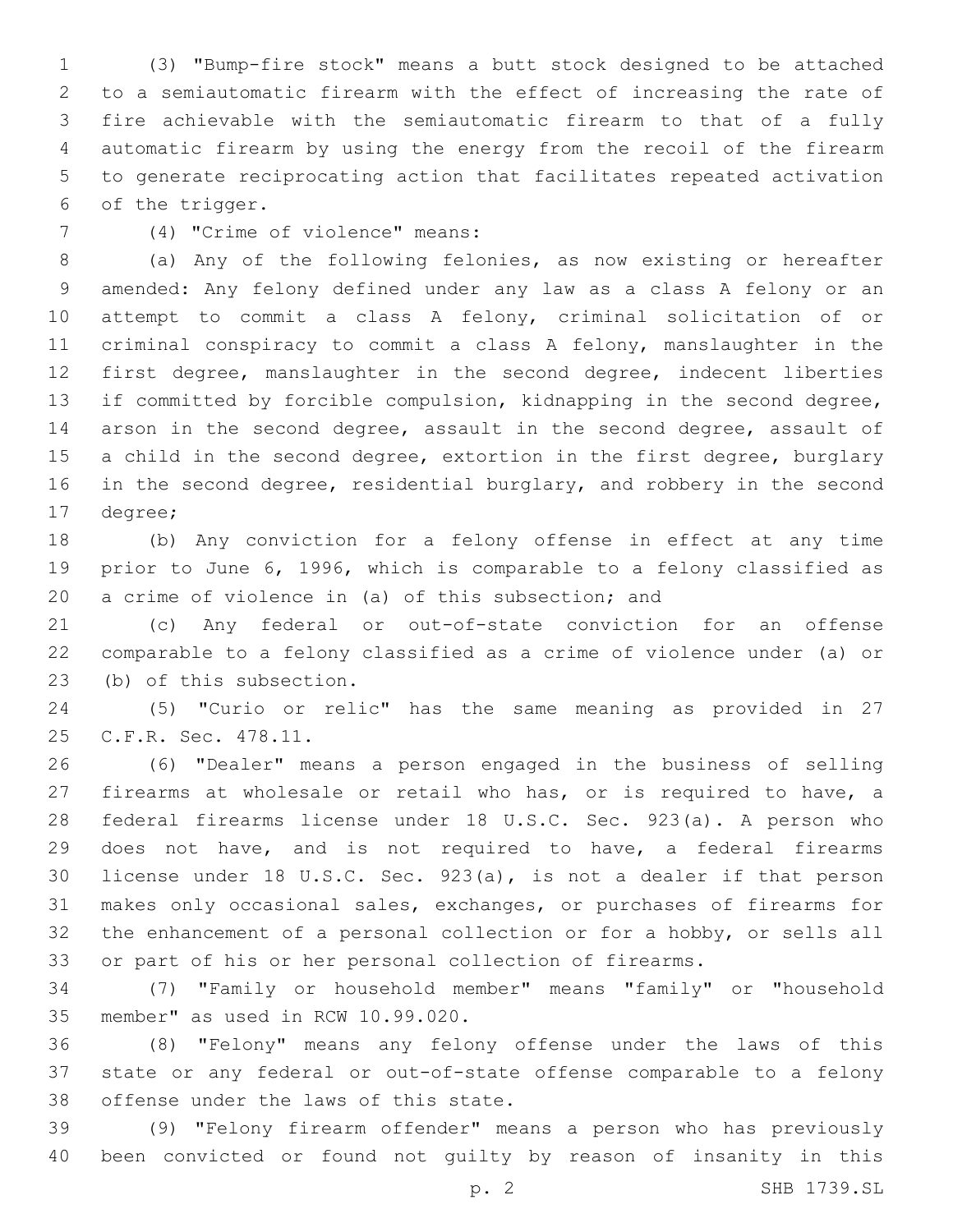(3) "Bump-fire stock" means a butt stock designed to be attached to a semiautomatic firearm with the effect of increasing the rate of fire achievable with the semiautomatic firearm to that of a fully automatic firearm by using the energy from the recoil of the firearm to generate reciprocating action that facilitates repeated activation of the trigger.

(4) "Crime of violence" means:

(a) Any of the following felonies, as now existing or hereafter amended: Any felony defined under any law as a class A felony or an attempt to commit a class A felony, criminal solicitation of or criminal conspiracy to commit a class A felony, manslaughter in the first degree, manslaughter in the second degree, indecent liberties if committed by forcible compulsion, kidnapping in the second degree, arson in the second degree, assault in the second degree, assault of a child in the second degree, extortion in the first degree, burglary in the second degree, residential burglary, and robbery in the second degree;

(b) Any conviction for a felony offense in effect at any time prior to June 6, 1996, which is comparable to a felony classified as a crime of violence in (a) of this subsection; and

(c) Any federal or out-of-state conviction for an offense comparable to a felony classified as a crime of violence under (a) or (b) of this subsection.

(5) "Curio or relic" has the same meaning as provided in 27 C.F.R. Sec. 478.11.

(6) "Dealer" means a person engaged in the business of selling firearms at wholesale or retail who has, or is required to have, a federal firearms license under 18 U.S.C. Sec. 923(a). A person who does not have, and is not required to have, a federal firearms license under 18 U.S.C. Sec. 923(a), is not a dealer if that person makes only occasional sales, exchanges, or purchases of firearms for the enhancement of a personal collection or for a hobby, or sells all or part of his or her personal collection of firearms.

(7) "Family or household member" means "family" or "household member" as used in RCW 10.99.020.

(8) "Felony" means any felony offense under the laws of this state or any federal or out-of-state offense comparable to a felony offense under the laws of this state.

(9) "Felony firearm offender" means a person who has previously been convicted or found not guilty by reason of insanity in this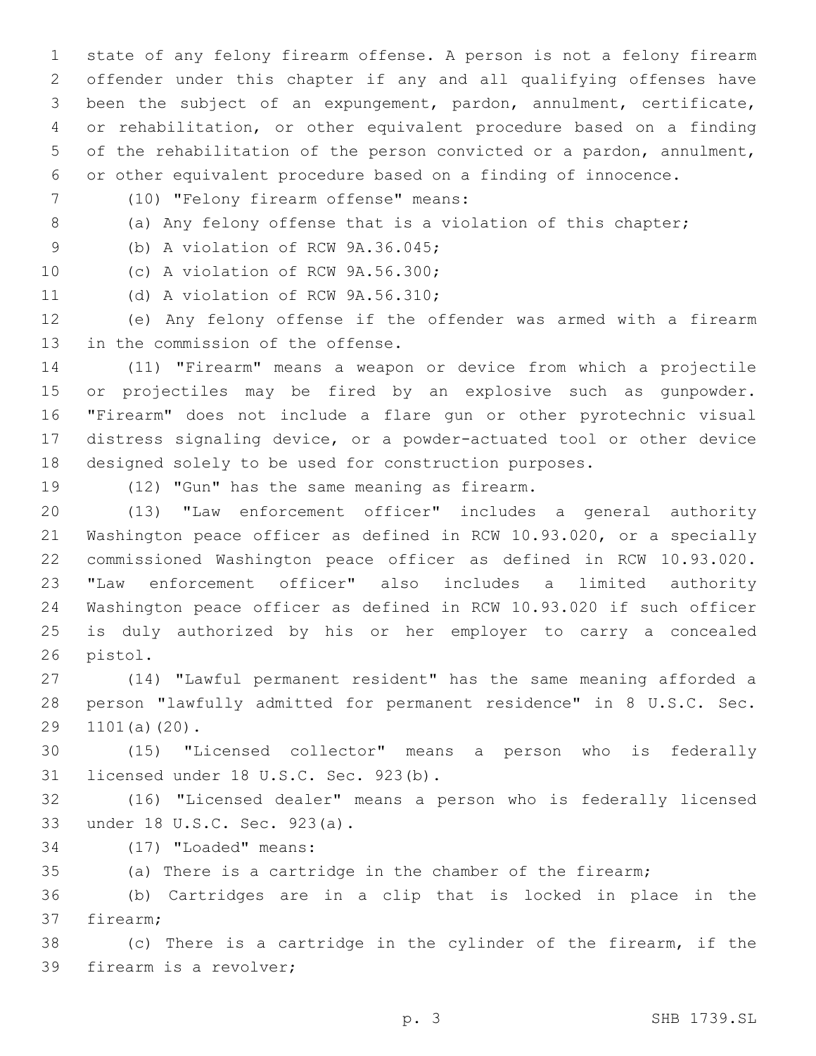state of any felony firearm offense. A person is not a felony firearm offender under this chapter if any and all qualifying offenses have been the subject of an expungement, pardon, annulment, certificate, or rehabilitation, or other equivalent procedure based on a finding of the rehabilitation of the person convicted or a pardon, annulment, or other equivalent procedure based on a finding of innocence.

(10) "Felony firearm offense" means:

(a) Any felony offense that is a violation of this chapter;

(b) A violation of RCW 9A.36.045;

(c) A violation of RCW 9A.56.300;

(d) A violation of RCW 9A.56.310;

(e) Any felony offense if the offender was armed with a firearm in the commission of the offense.

(11) "Firearm" means a weapon or device from which a projectile or projectiles may be fired by an explosive such as gunpowder. "Firearm" does not include a flare gun or other pyrotechnic visual distress signaling device, or a powder-actuated tool or other device designed solely to be used for construction purposes.

(12) "Gun" has the same meaning as firearm.

(13) "Law enforcement officer" includes a general authority Washington peace officer as defined in RCW 10.93.020, or a specially commissioned Washington peace officer as defined in RCW 10.93.020. "Law enforcement officer" also includes a limited authority Washington peace officer as defined in RCW 10.93.020 if such officer is duly authorized by his or her employer to carry a concealed pistol.

(14) "Lawful permanent resident" has the same meaning afforded a person "lawfully admitted for permanent residence" in 8 U.S.C. Sec. 1101(a)(20).

(15) "Licensed collector" means a person who is federally licensed under 18 U.S.C. Sec. 923(b).

(16) "Licensed dealer" means a person who is federally licensed under 18 U.S.C. Sec. 923(a).

(17) "Loaded" means:

(a) There is a cartridge in the chamber of the firearm;

(b) Cartridges are in a clip that is locked in place in the firearm;

(c) There is a cartridge in the cylinder of the firearm, if the firearm is a revolver;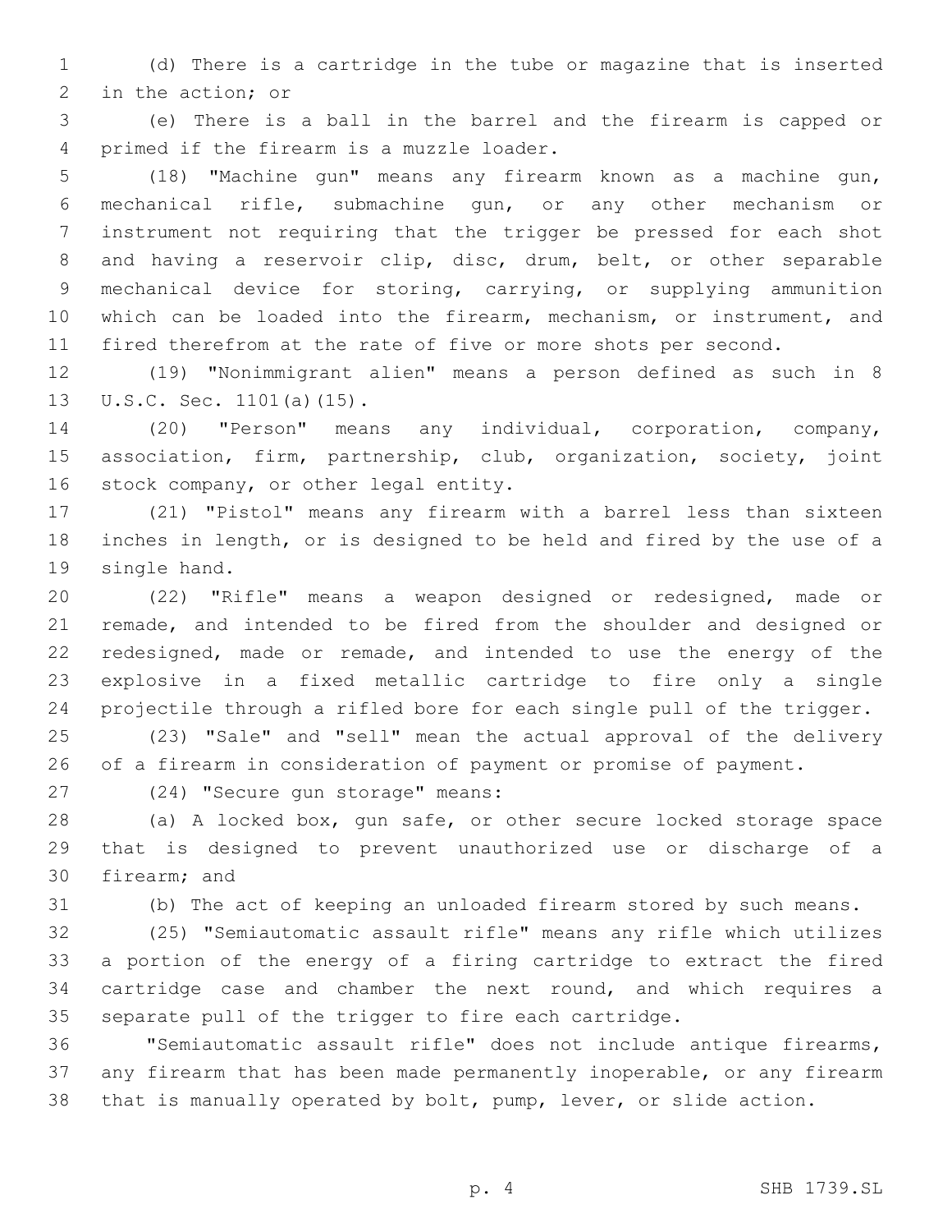(d) There is a cartridge in the tube or magazine that is inserted in the action; or

(e) There is a ball in the barrel and the firearm is capped or primed if the firearm is a muzzle loader.

(18) "Machine gun" means any firearm known as a machine gun, mechanical rifle, submachine gun, or any other mechanism or instrument not requiring that the trigger be pressed for each shot and having a reservoir clip, disc, drum, belt, or other separable mechanical device for storing, carrying, or supplying ammunition which can be loaded into the firearm, mechanism, or instrument, and fired therefrom at the rate of five or more shots per second.

(19) "Nonimmigrant alien" means a person defined as such in 8 U.S.C. Sec. 1101(a)(15).

(20) "Person" means any individual, corporation, company, association, firm, partnership, club, organization, society, joint stock company, or other legal entity.

(21) "Pistol" means any firearm with a barrel less than sixteen inches in length, or is designed to be held and fired by the use of a single hand.

(22) "Rifle" means a weapon designed or redesigned, made or remade, and intended to be fired from the shoulder and designed or redesigned, made or remade, and intended to use the energy of the explosive in a fixed metallic cartridge to fire only a single projectile through a rifled bore for each single pull of the trigger.

(23) "Sale" and "sell" mean the actual approval of the delivery of a firearm in consideration of payment or promise of payment.

(24) "Secure gun storage" means:

(a) A locked box, gun safe, or other secure locked storage space that is designed to prevent unauthorized use or discharge of a firearm; and

(b) The act of keeping an unloaded firearm stored by such means.

(25) "Semiautomatic assault rifle" means any rifle which utilizes a portion of the energy of a firing cartridge to extract the fired cartridge case and chamber the next round, and which requires a separate pull of the trigger to fire each cartridge.

"Semiautomatic assault rifle" does not include antique firearms, any firearm that has been made permanently inoperable, or any firearm that is manually operated by bolt, pump, lever, or slide action.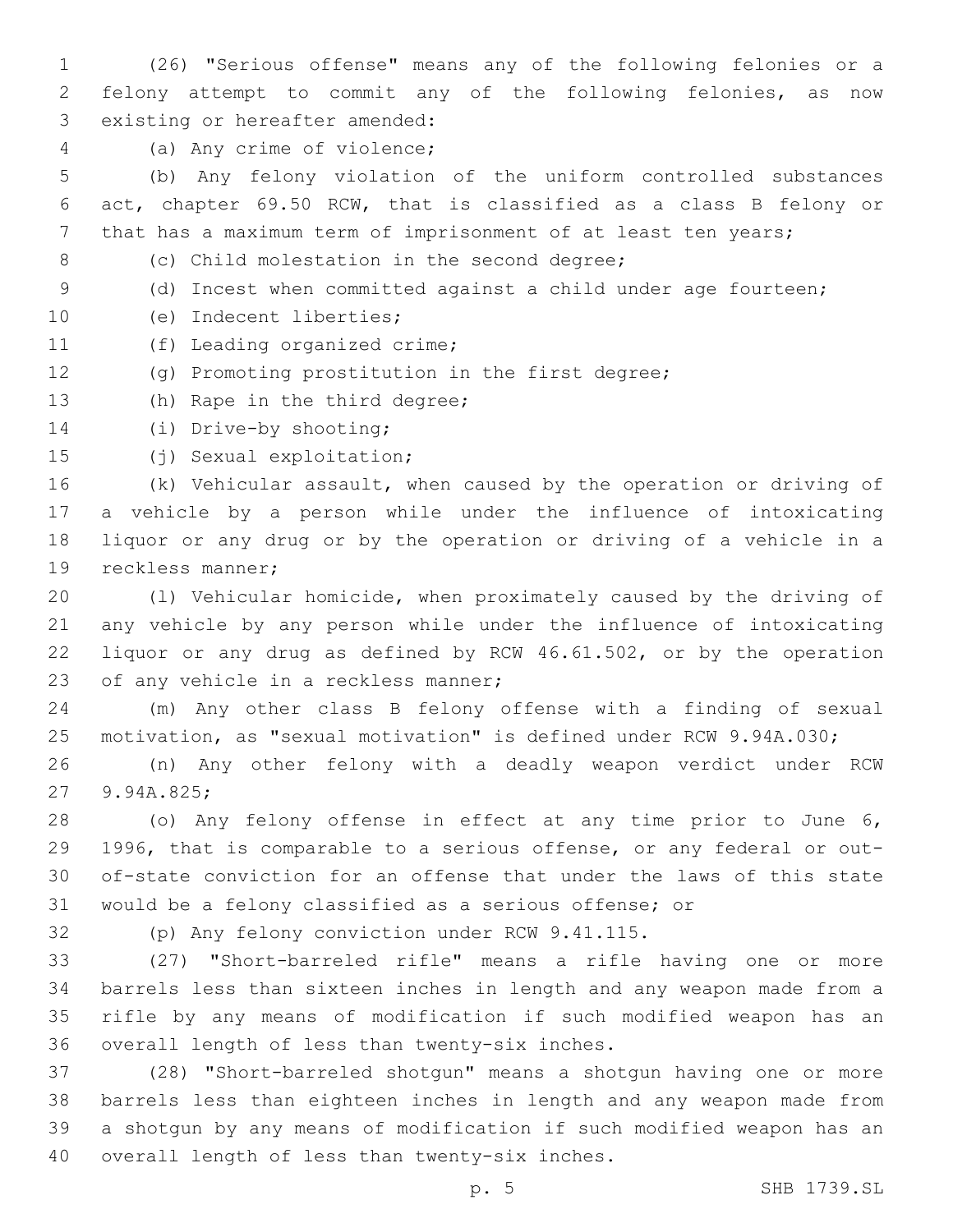(26) "Serious offense" means any of the following felonies or a felony attempt to commit any of the following felonies, as now existing or hereafter amended:

(a) Any crime of violence;

(b) Any felony violation of the uniform controlled substances act, chapter 69.50 RCW, that is classified as a class B felony or that has a maximum term of imprisonment of at least ten years;

(c) Child molestation in the second degree;

(d) Incest when committed against a child under age fourteen;

(e) Indecent liberties;

(f) Leading organized crime;

(g) Promoting prostitution in the first degree;

(h) Rape in the third degree;

(i) Drive-by shooting;

(j) Sexual exploitation;

(k) Vehicular assault, when caused by the operation or driving of a vehicle by a person while under the influence of intoxicating liquor or any drug or by the operation or driving of a vehicle in a reckless manner;

(l) Vehicular homicide, when proximately caused by the driving of any vehicle by any person while under the influence of intoxicating liquor or any drug as defined by RCW 46.61.502, or by the operation of any vehicle in a reckless manner;

(m) Any other class B felony offense with a finding of sexual motivation, as "sexual motivation" is defined under RCW 9.94A.030;

(n) Any other felony with a deadly weapon verdict under RCW 9.94A.825;

(o) Any felony offense in effect at any time prior to June 6, 1996, that is comparable to a serious offense, or any federal or out-of-state conviction for an offense that under the laws of this state would be a felony classified as a serious offense; or

(p) Any felony conviction under RCW 9.41.115.

(27) "Short-barreled rifle" means a rifle having one or more barrels less than sixteen inches in length and any weapon made from a rifle by any means of modification if such modified weapon has an overall length of less than twenty-six inches.

(28) "Short-barreled shotgun" means a shotgun having one or more barrels less than eighteen inches in length and any weapon made from a shotgun by any means of modification if such modified weapon has an overall length of less than twenty-six inches.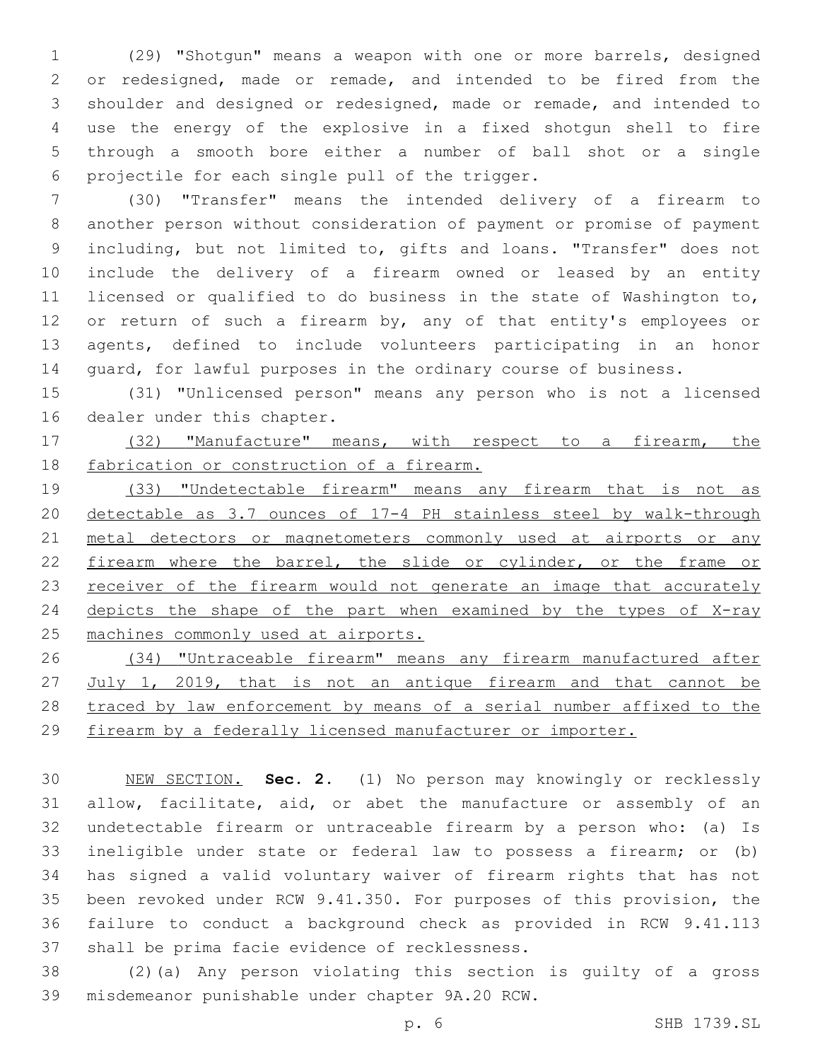(29) "Shotgun" means a weapon with one or more barrels, designed or redesigned, made or remade, and intended to be fired from the shoulder and designed or redesigned, made or remade, and intended to use the energy of the explosive in a fixed shotgun shell to fire through a smooth bore either a number of ball shot or a single projectile for each single pull of the trigger.

(30) "Transfer" means the intended delivery of a firearm to another person without consideration of payment or promise of payment including, but not limited to, gifts and loans. "Transfer" does not include the delivery of a firearm owned or leased by an entity licensed or qualified to do business in the state of Washington to, or return of such a firearm by, any of that entity's employees or agents, defined to include volunteers participating in an honor guard, for lawful purposes in the ordinary course of business.

(31) "Unlicensed person" means any person who is not a licensed dealer under this chapter.

<u>(32) "Manufacture" means, with respect to a firearm, the fabrication or construction of a firearm.</u>

<u>(33) "Undetectable firearm" means any firearm that is not as detectable as 3.7 ounces of 17-4 PH stainless steel by walk-through metal detectors or magnetometers commonly used at airports or any firearm where the barrel, the slide or cylinder, or the frame or receiver of the firearm would not generate an image that accurately depicts the shape of the part when examined by the types of X-ray machines commonly used at airports.</u>

<u>(34) "Untraceable firearm" means any firearm manufactured after July 1, 2019, that is not an antique firearm and that cannot be traced by law enforcement by means of a serial number affixed to the firearm by a federally licensed manufacturer or importer.</u>

<u>NEW SECTION.</u> **Sec. 2.** (1) No person may knowingly or recklessly allow, facilitate, aid, or abet the manufacture or assembly of an undetectable firearm or untraceable firearm by a person who: (a) Is ineligible under state or federal law to possess a firearm; or (b) has signed a valid voluntary waiver of firearm rights that has not been revoked under RCW 9.41.350. For purposes of this provision, the failure to conduct a background check as provided in RCW 9.41.113 shall be prima facie evidence of recklessness.

(2)(a) Any person violating this section is guilty of a gross misdemeanor punishable under chapter 9A.20 RCW.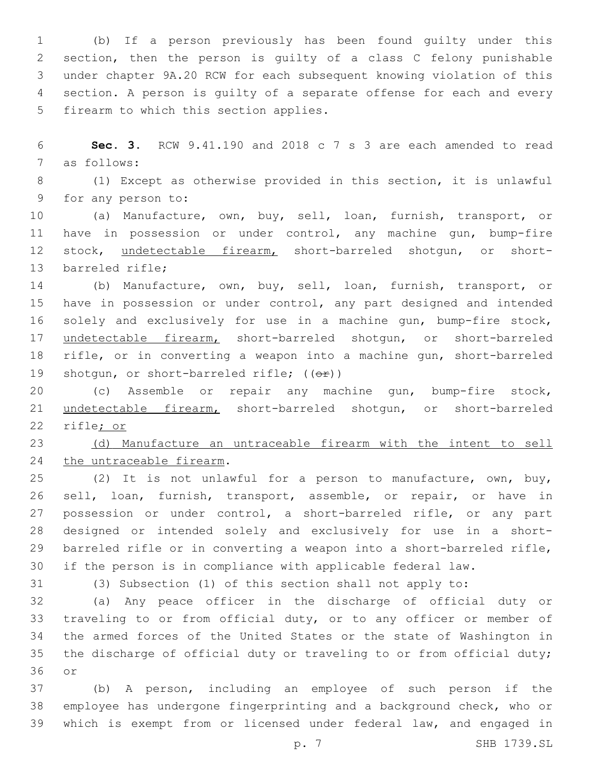(b) If a person previously has been found guilty under this section, then the person is guilty of a class C felony punishable under chapter 9A.20 RCW for each subsequent knowing violation of this section. A person is guilty of a separate offense for each and every firearm to which this section applies.

**Sec. 3.** RCW 9.41.190 and 2018 c 7 s 3 are each amended to read as follows:

(1) Except as otherwise provided in this section, it is unlawful for any person to:

(a) Manufacture, own, buy, sell, loan, furnish, transport, or have in possession or under control, any machine gun, bump-fire stock, <u>undetectable firearm,</u> short-barreled shotgun, or short-barreled rifle;

(b) Manufacture, own, buy, sell, loan, furnish, transport, or have in possession or under control, any part designed and intended solely and exclusively for use in a machine gun, bump-fire stock, <u>undetectable firearm,</u> short-barreled shotgun, or short-barreled rifle, or in converting a weapon into a machine gun, short-barreled shotgun, or short-barreled rifle; ((~~or~~))

(c) Assemble or repair any machine gun, bump-fire stock, <u>undetectable firearm,</u> short-barreled shotgun, or short-barreled rifle<u>; or</u>

<u>(d) Manufacture an untraceable firearm with the intent to sell the untraceable firearm</u>.

(2) It is not unlawful for a person to manufacture, own, buy, sell, loan, furnish, transport, assemble, or repair, or have in possession or under control, a short-barreled rifle, or any part designed or intended solely and exclusively for use in a short-barreled rifle or in converting a weapon into a short-barreled rifle, if the person is in compliance with applicable federal law.

(3) Subsection (1) of this section shall not apply to:

(a) Any peace officer in the discharge of official duty or traveling to or from official duty, or to any officer or member of the armed forces of the United States or the state of Washington in the discharge of official duty or traveling to or from official duty; or

(b) A person, including an employee of such person if the employee has undergone fingerprinting and a background check, who or which is exempt from or licensed under federal law, and engaged in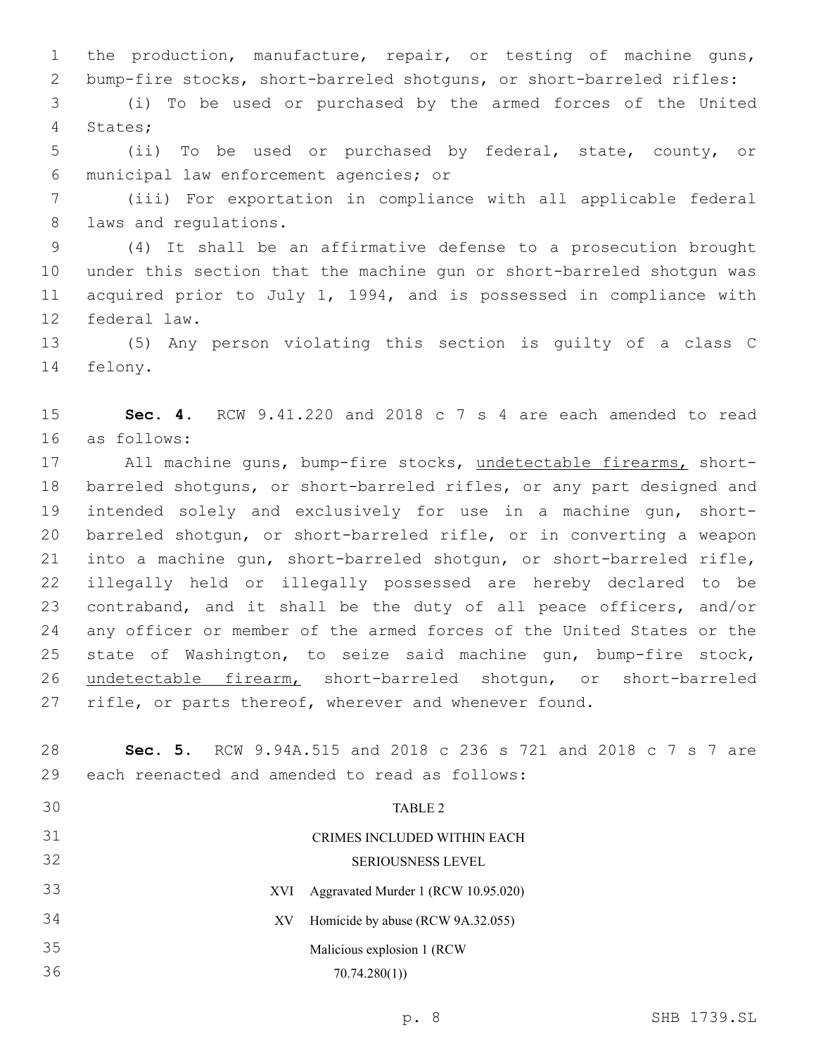the production, manufacture, repair, or testing of machine guns, bump-fire stocks, short-barreled shotguns, or short-barreled rifles:

(i) To be used or purchased by the armed forces of the United States;

(ii) To be used or purchased by federal, state, county, or municipal law enforcement agencies; or

(iii) For exportation in compliance with all applicable federal laws and regulations.

(4) It shall be an affirmative defense to a prosecution brought under this section that the machine gun or short-barreled shotgun was acquired prior to July 1, 1994, and is possessed in compliance with federal law.

(5) Any person violating this section is guilty of a class C felony.

**Sec. 4.** RCW 9.41.220 and 2018 c 7 s 4 are each amended to read as follows:

All machine guns, bump-fire stocks, undetectable firearms, short-barreled shotguns, or short-barreled rifles, or any part designed and intended solely and exclusively for use in a machine gun, short-barreled shotgun, or short-barreled rifle, or in converting a weapon into a machine gun, short-barreled shotgun, or short-barreled rifle, illegally held or illegally possessed are hereby declared to be contraband, and it shall be the duty of all peace officers, and/or any officer or member of the armed forces of the United States or the state of Washington, to seize said machine gun, bump-fire stock, undetectable firearm, short-barreled shotgun, or short-barreled rifle, or parts thereof, wherever and whenever found.

**Sec. 5.** RCW 9.94A.515 and 2018 c 236 s 721 and 2018 c 7 s 7 are each reenacted and amended to read as follows:

TABLE 2

CRIMES INCLUDED WITHIN EACH SERIOUSNESS LEVEL

| | |
|---|---|
| XVI | Aggravated Murder 1 (RCW 10.95.020) |
| XV | Homicide by abuse (RCW 9A.32.055) |
| | Malicious explosion 1 (RCW 70.74.280(1)) |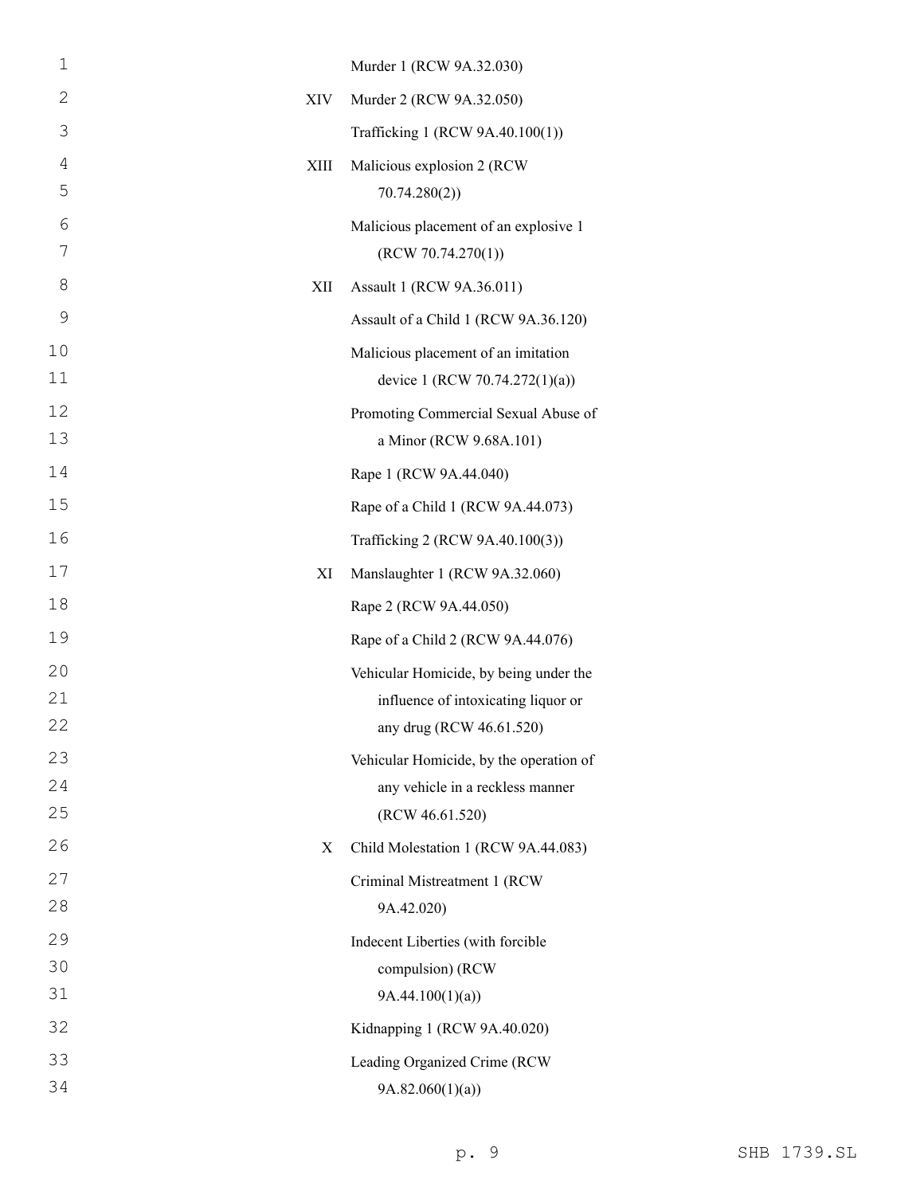| | |
|---|---|
| | Murder 1 (RCW 9A.32.030) |
| XIV | Murder 2 (RCW 9A.32.050) |
| | Trafficking 1 (RCW 9A.40.100(1)) |
| XIII | Malicious explosion 2 (RCW 70.74.280(2)) |
| | Malicious placement of an explosive 1 (RCW 70.74.270(1)) |
| XII | Assault 1 (RCW 9A.36.011) |
| | Assault of a Child 1 (RCW 9A.36.120) |
| | Malicious placement of an imitation device 1 (RCW 70.74.272(1)(a)) |
| | Promoting Commercial Sexual Abuse of a Minor (RCW 9.68A.101) |
| | Rape 1 (RCW 9A.44.040) |
| | Rape of a Child 1 (RCW 9A.44.073) |
| | Trafficking 2 (RCW 9A.40.100(3)) |
| XI | Manslaughter 1 (RCW 9A.32.060) |
| | Rape 2 (RCW 9A.44.050) |
| | Rape of a Child 2 (RCW 9A.44.076) |
| | Vehicular Homicide, by being under the influence of intoxicating liquor or any drug (RCW 46.61.520) |
| | Vehicular Homicide, by the operation of any vehicle in a reckless manner (RCW 46.61.520) |
| X | Child Molestation 1 (RCW 9A.44.083) |
| | Criminal Mistreatment 1 (RCW 9A.42.020) |
| | Indecent Liberties (with forcible compulsion) (RCW 9A.44.100(1)(a)) |
| | Kidnapping 1 (RCW 9A.40.020) |
| | Leading Organized Crime (RCW 9A.82.060(1)(a)) |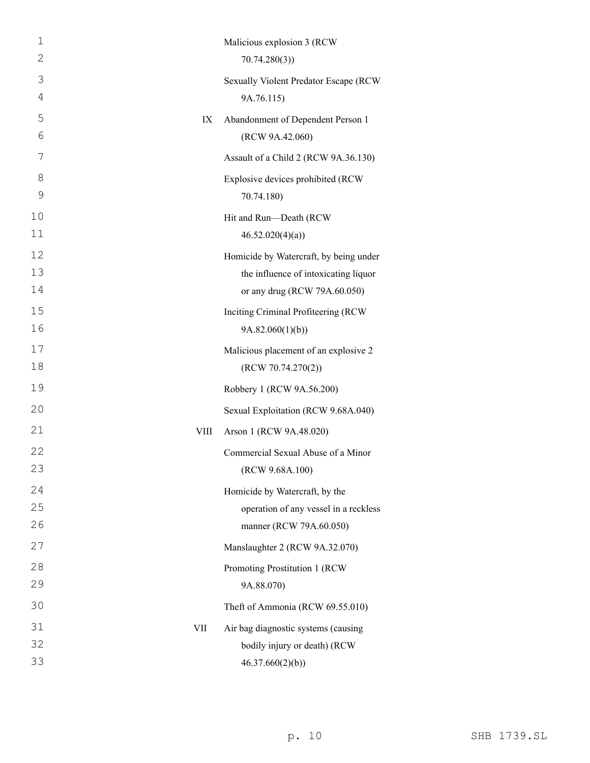| | |
|---|---|
| | Malicious explosion 3 (RCW 70.74.280(3)) |
| | Sexually Violent Predator Escape (RCW 9A.76.115) |
| IX | Abandonment of Dependent Person 1 (RCW 9A.42.060) |
| | Assault of a Child 2 (RCW 9A.36.130) |
| | Explosive devices prohibited (RCW 70.74.180) |
| | Hit and Run—Death (RCW 46.52.020(4)(a)) |
| | Homicide by Watercraft, by being under the influence of intoxicating liquor or any drug (RCW 79A.60.050) |
| | Inciting Criminal Profiteering (RCW 9A.82.060(1)(b)) |
| | Malicious placement of an explosive 2 (RCW 70.74.270(2)) |
| | Robbery 1 (RCW 9A.56.200) |
| | Sexual Exploitation (RCW 9.68A.040) |
| VIII | Arson 1 (RCW 9A.48.020) |
| | Commercial Sexual Abuse of a Minor (RCW 9.68A.100) |
| | Homicide by Watercraft, by the operation of any vessel in a reckless manner (RCW 79A.60.050) |
| | Manslaughter 2 (RCW 9A.32.070) |
| | Promoting Prostitution 1 (RCW 9A.88.070) |
| | Theft of Ammonia (RCW 69.55.010) |
| VII | Air bag diagnostic systems (causing bodily injury or death) (RCW 46.37.660(2)(b)) |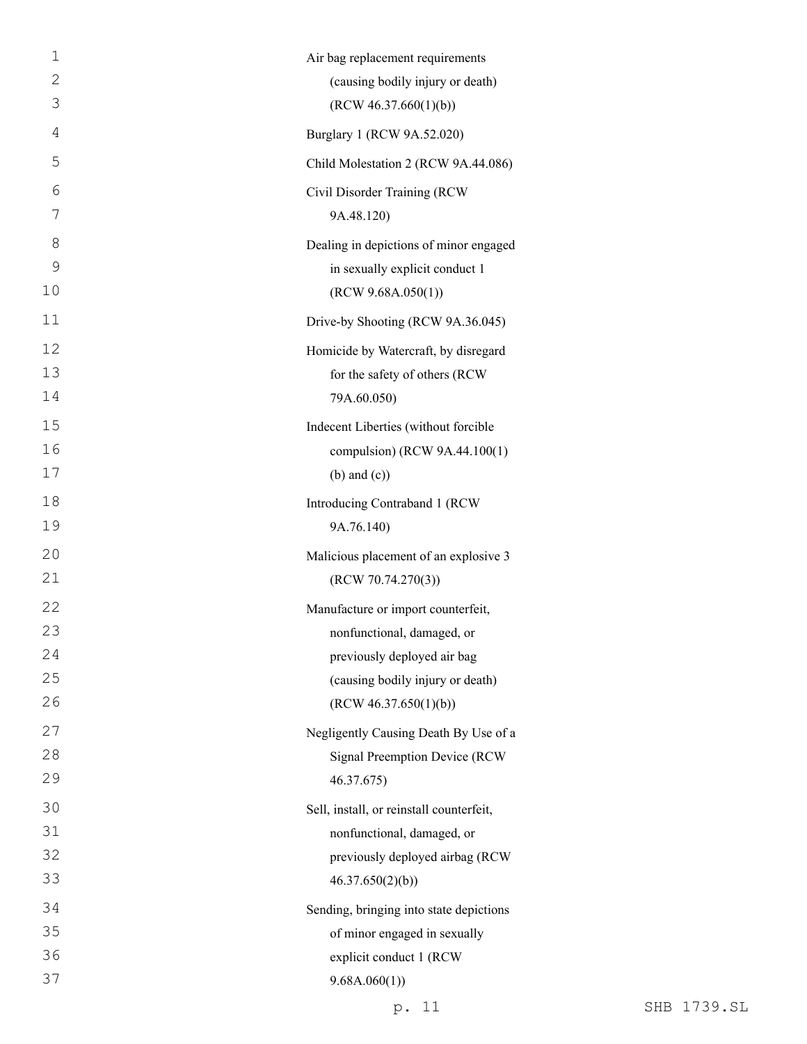Air bag replacement requirements (causing bodily injury or death) (RCW 46.37.660(1)(b))

Burglary 1 (RCW 9A.52.020)

Child Molestation 2 (RCW 9A.44.086)

Civil Disorder Training (RCW 9A.48.120)

Dealing in depictions of minor engaged in sexually explicit conduct 1 (RCW 9.68A.050(1))

Drive-by Shooting (RCW 9A.36.045)

Homicide by Watercraft, by disregard for the safety of others (RCW 79A.60.050)

Indecent Liberties (without forcible compulsion) (RCW 9A.44.100(1) (b) and (c))

Introducing Contraband 1 (RCW 9A.76.140)

Malicious placement of an explosive 3 (RCW 70.74.270(3))

Manufacture or import counterfeit, nonfunctional, damaged, or previously deployed air bag (causing bodily injury or death) (RCW 46.37.650(1)(b))

Negligently Causing Death By Use of a Signal Preemption Device (RCW 46.37.675)

Sell, install, or reinstall counterfeit, nonfunctional, damaged, or previously deployed airbag (RCW 46.37.650(2)(b))

Sending, bringing into state depictions of minor engaged in sexually explicit conduct 1 (RCW 9.68A.060(1))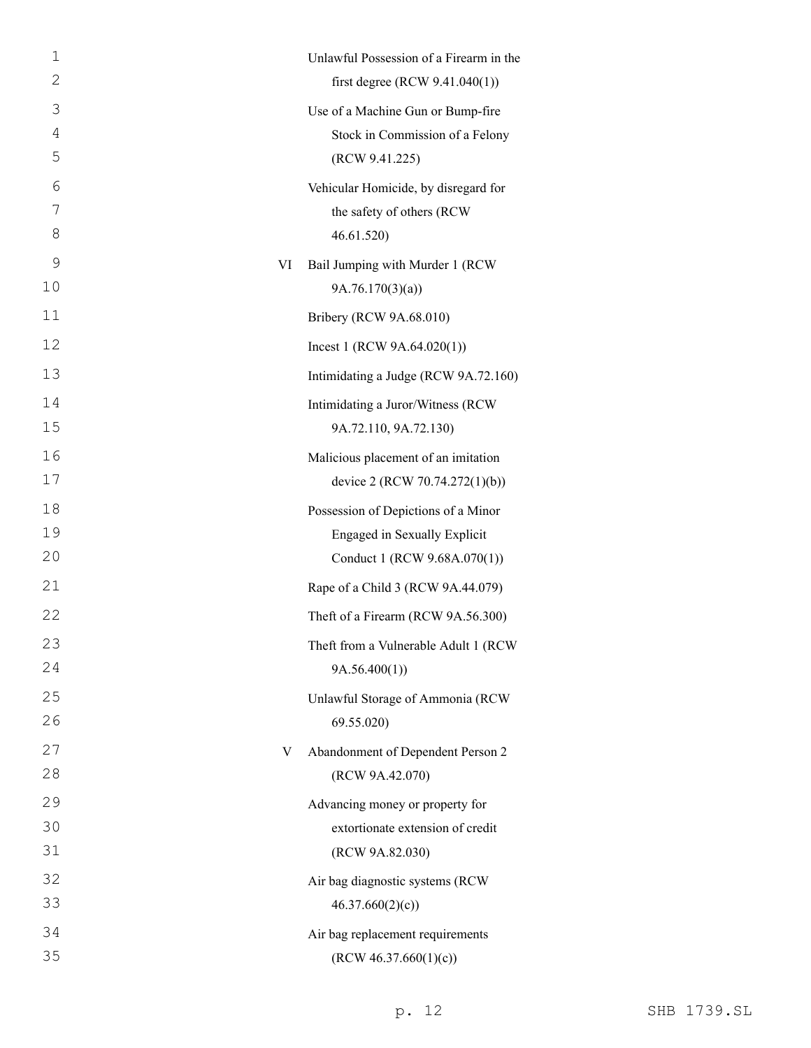| | |
|---|---|
| | Unlawful Possession of a Firearm in the first degree (RCW 9.41.040(1)) |
| | Use of a Machine Gun or Bump-fire Stock in Commission of a Felony (RCW 9.41.225) |
| | Vehicular Homicide, by disregard for the safety of others (RCW 46.61.520) |
| VI | Bail Jumping with Murder 1 (RCW 9A.76.170(3)(a)) |
| | Bribery (RCW 9A.68.010) |
| | Incest 1 (RCW 9A.64.020(1)) |
| | Intimidating a Judge (RCW 9A.72.160) |
| | Intimidating a Juror/Witness (RCW 9A.72.110, 9A.72.130) |
| | Malicious placement of an imitation device 2 (RCW 70.74.272(1)(b)) |
| | Possession of Depictions of a Minor Engaged in Sexually Explicit Conduct 1 (RCW 9.68A.070(1)) |
| | Rape of a Child 3 (RCW 9A.44.079) |
| | Theft of a Firearm (RCW 9A.56.300) |
| | Theft from a Vulnerable Adult 1 (RCW 9A.56.400(1)) |
| | Unlawful Storage of Ammonia (RCW 69.55.020) |
| V | Abandonment of Dependent Person 2 (RCW 9A.42.070) |
| | Advancing money or property for extortionate extension of credit (RCW 9A.82.030) |
| | Air bag diagnostic systems (RCW 46.37.660(2)(c)) |
| | Air bag replacement requirements (RCW 46.37.660(1)(c)) |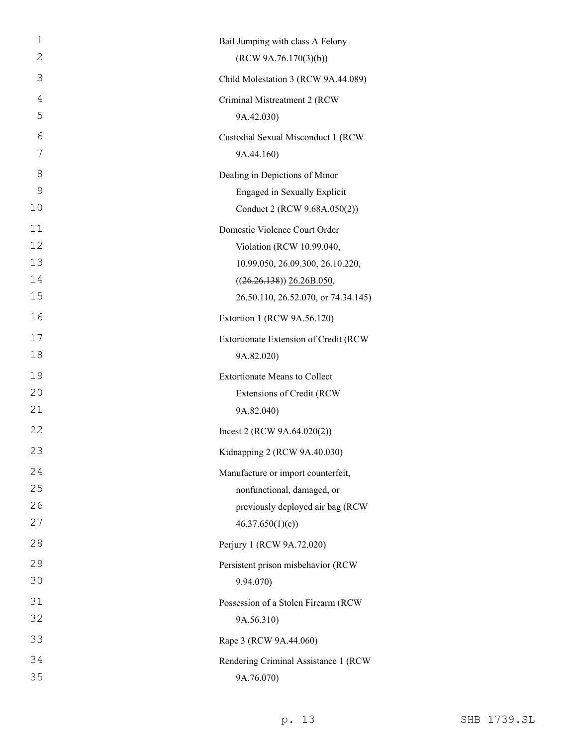Bail Jumping with class A Felony (RCW 9A.76.170(3)(b))

Child Molestation 3 (RCW 9A.44.089)

Criminal Mistreatment 2 (RCW 9A.42.030)

Custodial Sexual Misconduct 1 (RCW 9A.44.160)

Dealing in Depictions of Minor Engaged in Sexually Explicit Conduct 2 (RCW 9.68A.050(2))

Domestic Violence Court Order Violation (RCW 10.99.040, 10.99.050, 26.09.300, 26.10.220, ((~~26.26.138~~)) <u>26.26B.050</u>, 26.50.110, 26.52.070, or 74.34.145)

Extortion 1 (RCW 9A.56.120)

Extortionate Extension of Credit (RCW 9A.82.020)

Extortionate Means to Collect Extensions of Credit (RCW 9A.82.040)

Incest 2 (RCW 9A.64.020(2))

Kidnapping 2 (RCW 9A.40.030)

Manufacture or import counterfeit, nonfunctional, damaged, or previously deployed air bag (RCW 46.37.650(1)(c))

Perjury 1 (RCW 9A.72.020)

Persistent prison misbehavior (RCW 9.94.070)

Possession of a Stolen Firearm (RCW 9A.56.310)

Rape 3 (RCW 9A.44.060)

Rendering Criminal Assistance 1 (RCW 9A.76.070)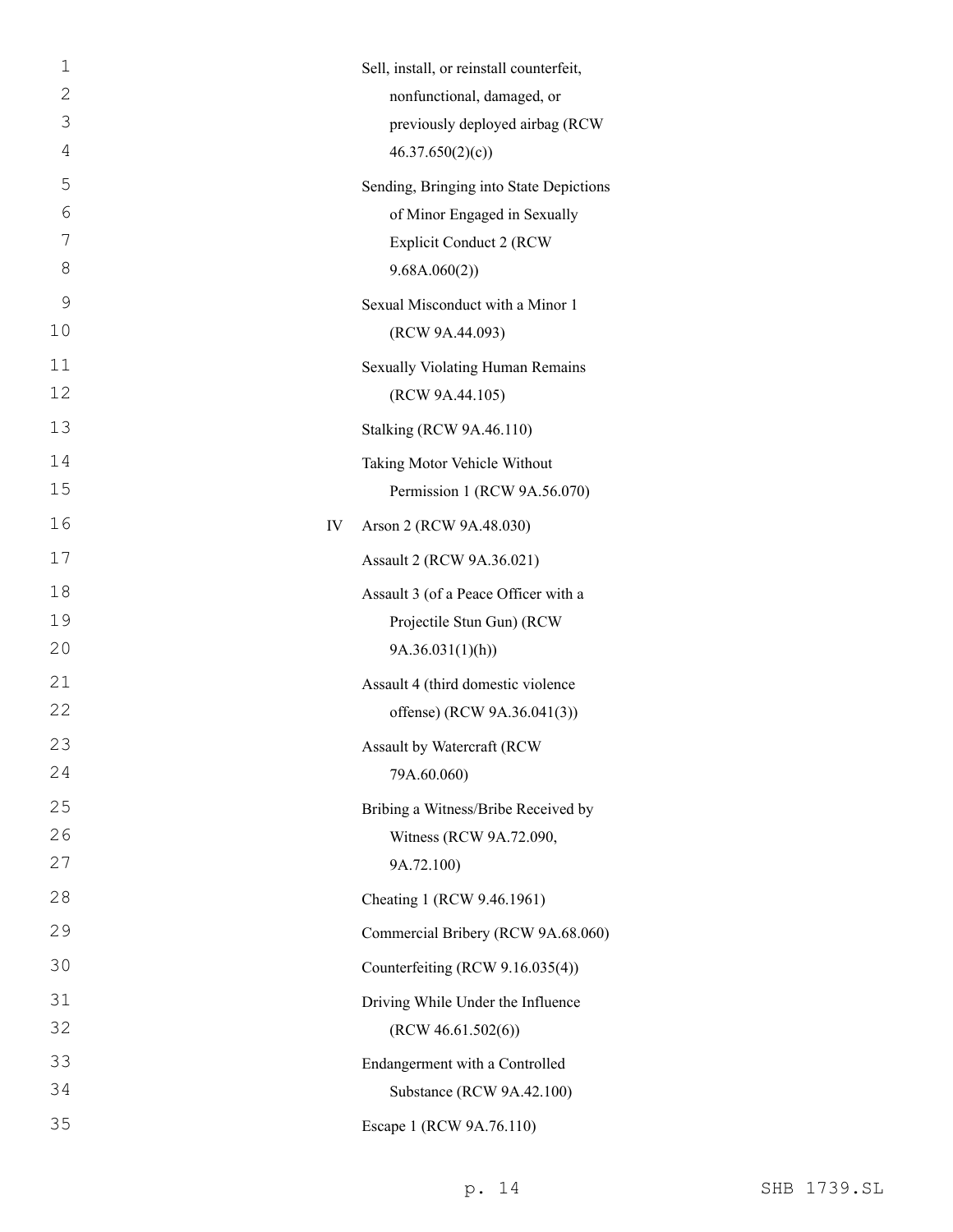| | |
|---|---|
| | Sell, install, or reinstall counterfeit, nonfunctional, damaged, or previously deployed airbag (RCW 46.37.650(2)(c)) |
| | Sending, Bringing into State Depictions of Minor Engaged in Sexually Explicit Conduct 2 (RCW 9.68A.060(2)) |
| | Sexual Misconduct with a Minor 1 (RCW 9A.44.093) |
| | Sexually Violating Human Remains (RCW 9A.44.105) |
| | Stalking (RCW 9A.46.110) |
| | Taking Motor Vehicle Without Permission 1 (RCW 9A.56.070) |
| IV | Arson 2 (RCW 9A.48.030) |
| | Assault 2 (RCW 9A.36.021) |
| | Assault 3 (of a Peace Officer with a Projectile Stun Gun) (RCW 9A.36.031(1)(h)) |
| | Assault 4 (third domestic violence offense) (RCW 9A.36.041(3)) |
| | Assault by Watercraft (RCW 79A.60.060) |
| | Bribing a Witness/Bribe Received by Witness (RCW 9A.72.090, 9A.72.100) |
| | Cheating 1 (RCW 9.46.1961) |
| | Commercial Bribery (RCW 9A.68.060) |
| | Counterfeiting (RCW 9.16.035(4)) |
| | Driving While Under the Influence (RCW 46.61.502(6)) |
| | Endangerment with a Controlled Substance (RCW 9A.42.100) |
| | Escape 1 (RCW 9A.76.110) |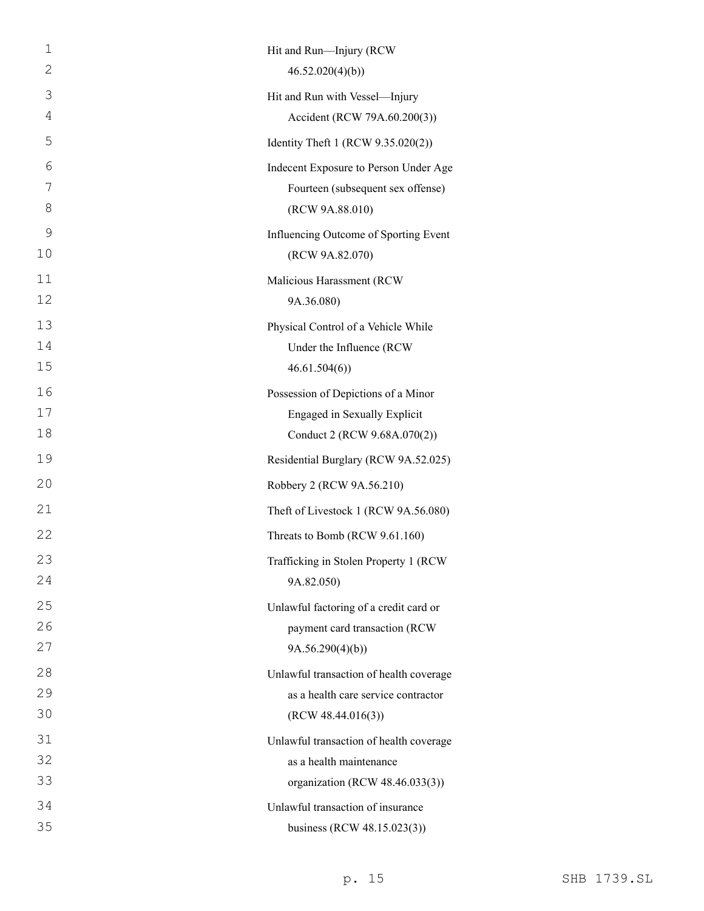Hit and Run—Injury (RCW 46.52.020(4)(b))

Hit and Run with Vessel—Injury Accident (RCW 79A.60.200(3))

Identity Theft 1 (RCW 9.35.020(2))

Indecent Exposure to Person Under Age Fourteen (subsequent sex offense) (RCW 9A.88.010)

Influencing Outcome of Sporting Event (RCW 9A.82.070)

Malicious Harassment (RCW 9A.36.080)

Physical Control of a Vehicle While Under the Influence (RCW 46.61.504(6))

Possession of Depictions of a Minor Engaged in Sexually Explicit Conduct 2 (RCW 9.68A.070(2))

Residential Burglary (RCW 9A.52.025)

Robbery 2 (RCW 9A.56.210)

Theft of Livestock 1 (RCW 9A.56.080)

Threats to Bomb (RCW 9.61.160)

Trafficking in Stolen Property 1 (RCW 9A.82.050)

Unlawful factoring of a credit card or payment card transaction (RCW 9A.56.290(4)(b))

Unlawful transaction of health coverage as a health care service contractor (RCW 48.44.016(3))

Unlawful transaction of health coverage as a health maintenance organization (RCW 48.46.033(3))

Unlawful transaction of insurance business (RCW 48.15.023(3))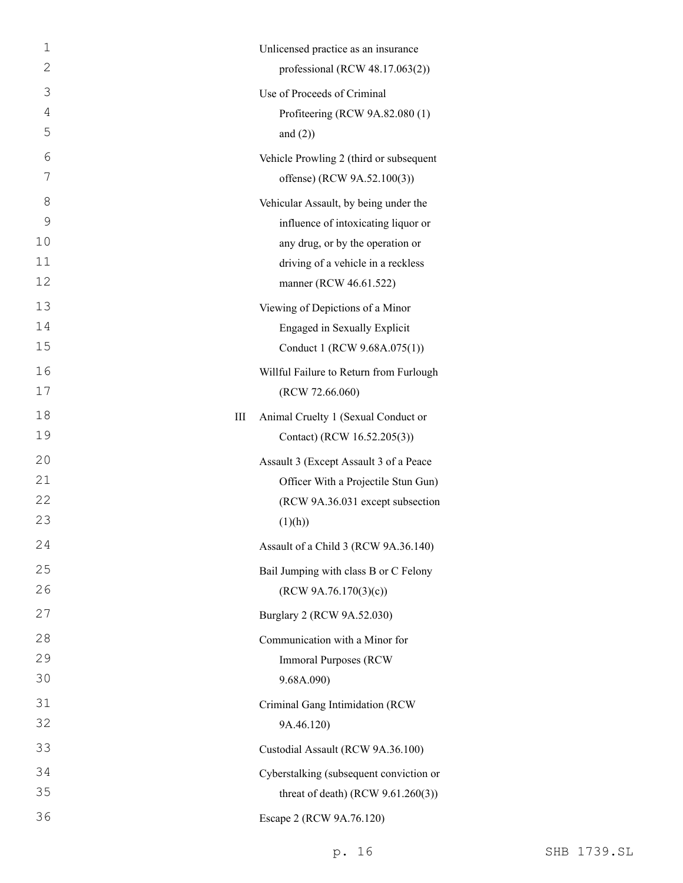| | |
|---|---|
| | Unlicensed practice as an insurance professional (RCW 48.17.063(2)) |
| | Use of Proceeds of Criminal Profiteering (RCW 9A.82.080 (1) and (2)) |
| | Vehicle Prowling 2 (third or subsequent offense) (RCW 9A.52.100(3)) |
| | Vehicular Assault, by being under the influence of intoxicating liquor or any drug, or by the operation or driving of a vehicle in a reckless manner (RCW 46.61.522) |
| | Viewing of Depictions of a Minor Engaged in Sexually Explicit Conduct 1 (RCW 9.68A.075(1)) |
| | Willful Failure to Return from Furlough (RCW 72.66.060) |
| III | Animal Cruelty 1 (Sexual Conduct or Contact) (RCW 16.52.205(3)) |
| | Assault 3 (Except Assault 3 of a Peace Officer With a Projectile Stun Gun) (RCW 9A.36.031 except subsection (1)(h)) |
| | Assault of a Child 3 (RCW 9A.36.140) |
| | Bail Jumping with class B or C Felony (RCW 9A.76.170(3)(c)) |
| | Burglary 2 (RCW 9A.52.030) |
| | Communication with a Minor for Immoral Purposes (RCW 9.68A.090) |
| | Criminal Gang Intimidation (RCW 9A.46.120) |
| | Custodial Assault (RCW 9A.36.100) |
| | Cyberstalking (subsequent conviction or threat of death) (RCW 9.61.260(3)) |
| | Escape 2 (RCW 9A.76.120) |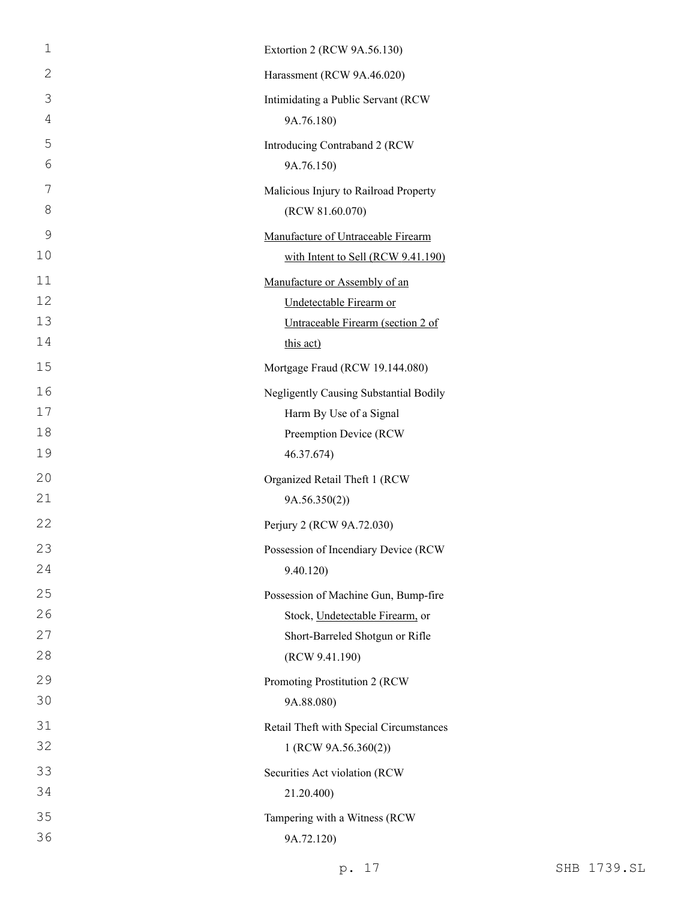Extortion 2 (RCW 9A.56.130)

Harassment (RCW 9A.46.020)

Intimidating a Public Servant (RCW 9A.76.180)

Introducing Contraband 2 (RCW 9A.76.150)

Malicious Injury to Railroad Property (RCW 81.60.070)

<u>Manufacture of Untraceable Firearm with Intent to Sell (RCW 9.41.190)</u>

<u>Manufacture or Assembly of an Undetectable Firearm or Untraceable Firearm (section 2 of this act)</u>

Mortgage Fraud (RCW 19.144.080)

Negligently Causing Substantial Bodily Harm By Use of a Signal Preemption Device (RCW 46.37.674)

Organized Retail Theft 1 (RCW 9A.56.350(2))

Perjury 2 (RCW 9A.72.030)

Possession of Incendiary Device (RCW 9.40.120)

Possession of Machine Gun, Bump-fire Stock, <u>Undetectable Firearm,</u> or Short-Barreled Shotgun or Rifle (RCW 9.41.190)

Promoting Prostitution 2 (RCW 9A.88.080)

Retail Theft with Special Circumstances 1 (RCW 9A.56.360(2))

Securities Act violation (RCW 21.20.400)

Tampering with a Witness (RCW 9A.72.120)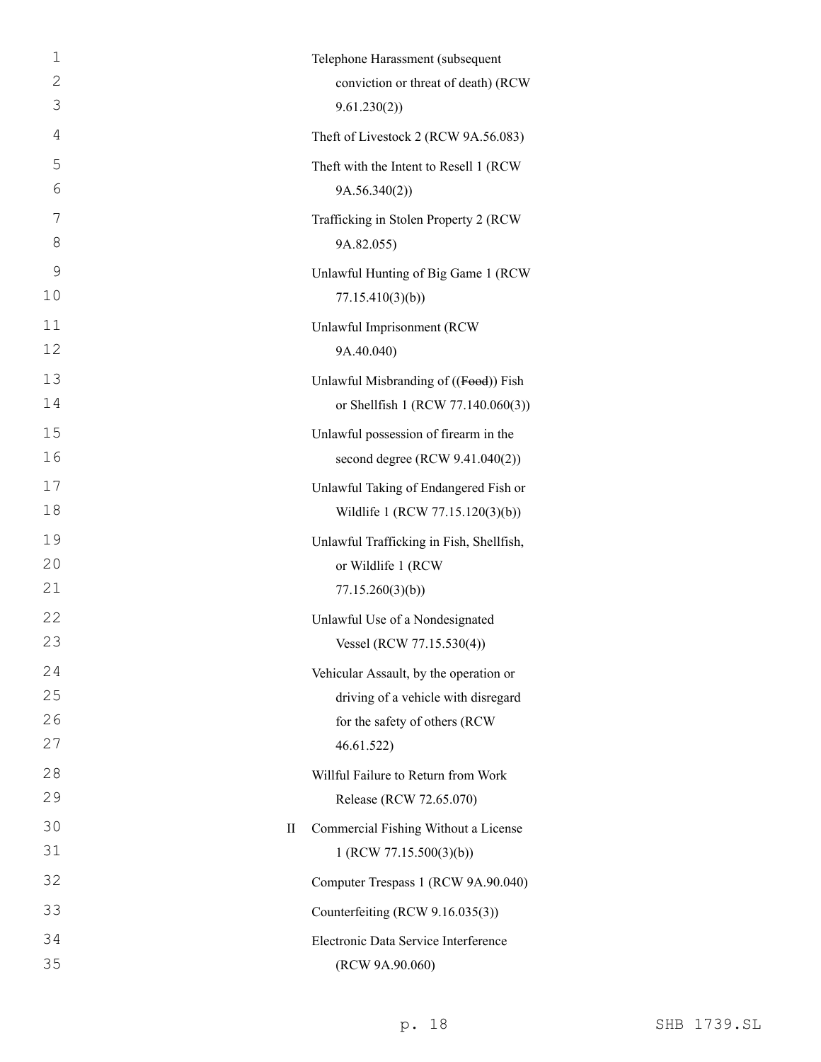Telephone Harassment (subsequent conviction or threat of death) (RCW 9.61.230(2))

Theft of Livestock 2 (RCW 9A.56.083)

Theft with the Intent to Resell 1 (RCW 9A.56.340(2))

Trafficking in Stolen Property 2 (RCW 9A.82.055)

Unlawful Hunting of Big Game 1 (RCW 77.15.410(3)(b))

Unlawful Imprisonment (RCW 9A.40.040)

Unlawful Misbranding of ((~~Food~~)) Fish or Shellfish 1 (RCW 77.140.060(3))

Unlawful possession of firearm in the second degree (RCW 9.41.040(2))

Unlawful Taking of Endangered Fish or Wildlife 1 (RCW 77.15.120(3)(b))

Unlawful Trafficking in Fish, Shellfish, or Wildlife 1 (RCW 77.15.260(3)(b))

Unlawful Use of a Nondesignated Vessel (RCW 77.15.530(4))

Vehicular Assault, by the operation or driving of a vehicle with disregard for the safety of others (RCW 46.61.522)

Willful Failure to Return from Work Release (RCW 72.65.070)

II Commercial Fishing Without a License 1 (RCW 77.15.500(3)(b))

Computer Trespass 1 (RCW 9A.90.040)

Counterfeiting (RCW 9.16.035(3))

Electronic Data Service Interference (RCW 9A.90.060)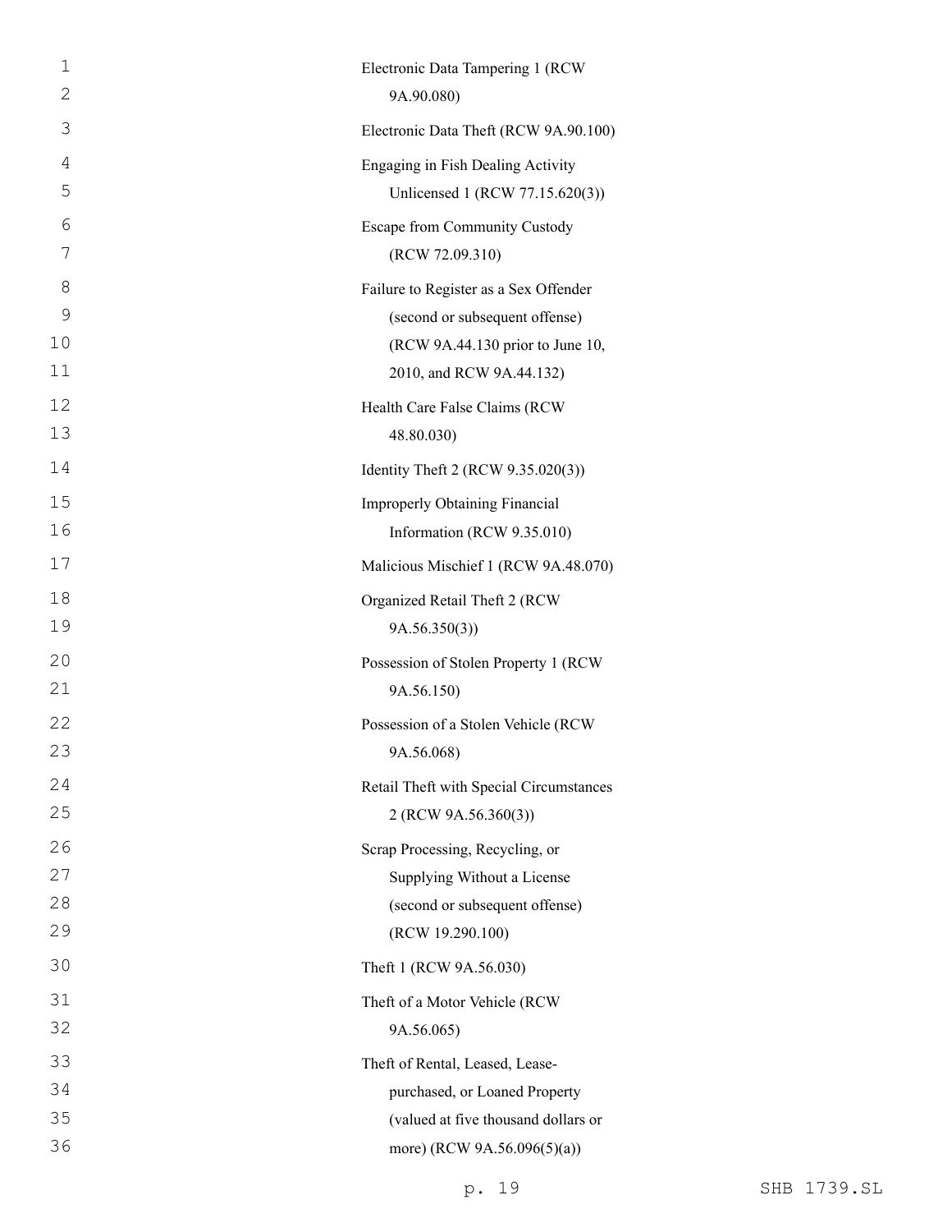Electronic Data Tampering 1 (RCW 9A.90.080)

Electronic Data Theft (RCW 9A.90.100)

Engaging in Fish Dealing Activity Unlicensed 1 (RCW 77.15.620(3))

Escape from Community Custody (RCW 72.09.310)

Failure to Register as a Sex Offender (second or subsequent offense) (RCW 9A.44.130 prior to June 10, 2010, and RCW 9A.44.132)

Health Care False Claims (RCW 48.80.030)

Identity Theft 2 (RCW 9.35.020(3))

Improperly Obtaining Financial Information (RCW 9.35.010)

Malicious Mischief 1 (RCW 9A.48.070)

Organized Retail Theft 2 (RCW 9A.56.350(3))

Possession of Stolen Property 1 (RCW 9A.56.150)

Possession of a Stolen Vehicle (RCW 9A.56.068)

Retail Theft with Special Circumstances 2 (RCW 9A.56.360(3))

Scrap Processing, Recycling, or Supplying Without a License (second or subsequent offense) (RCW 19.290.100)

Theft 1 (RCW 9A.56.030)

Theft of a Motor Vehicle (RCW 9A.56.065)

Theft of Rental, Leased, Lease-purchased, or Loaned Property (valued at five thousand dollars or more) (RCW 9A.56.096(5)(a))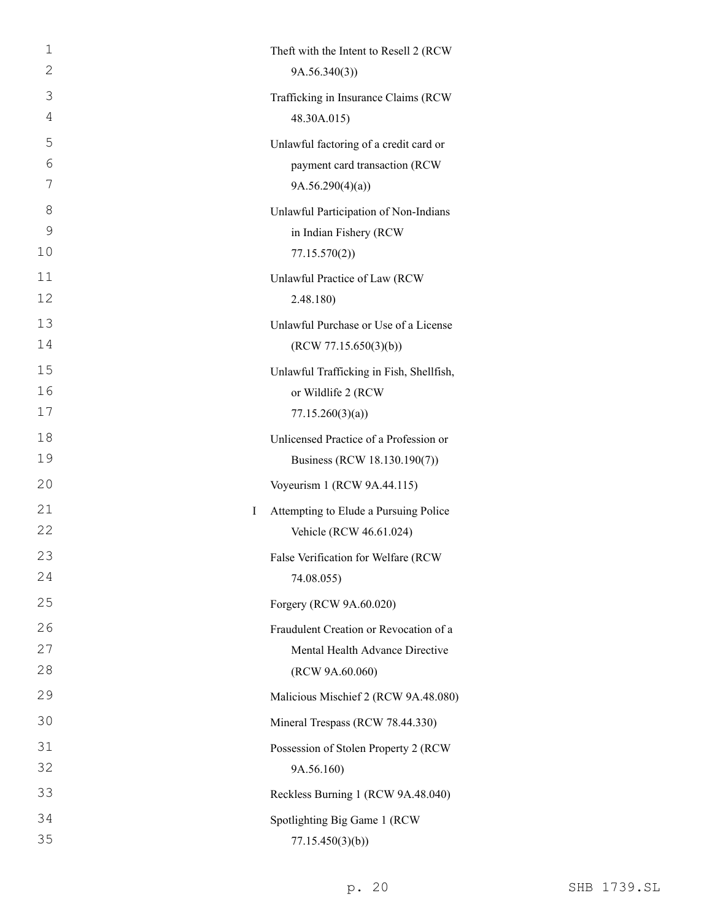| | |
|---|---|
| | Theft with the Intent to Resell 2 (RCW 9A.56.340(3)) |
| | Trafficking in Insurance Claims (RCW 48.30A.015) |
| | Unlawful factoring of a credit card or payment card transaction (RCW 9A.56.290(4)(a)) |
| | Unlawful Participation of Non-Indians in Indian Fishery (RCW 77.15.570(2)) |
| | Unlawful Practice of Law (RCW 2.48.180) |
| | Unlawful Purchase or Use of a License (RCW 77.15.650(3)(b)) |
| | Unlawful Trafficking in Fish, Shellfish, or Wildlife 2 (RCW 77.15.260(3)(a)) |
| | Unlicensed Practice of a Profession or Business (RCW 18.130.190(7)) |
| | Voyeurism 1 (RCW 9A.44.115) |
| I | Attempting to Elude a Pursuing Police Vehicle (RCW 46.61.024) |
| | False Verification for Welfare (RCW 74.08.055) |
| | Forgery (RCW 9A.60.020) |
| | Fraudulent Creation or Revocation of a Mental Health Advance Directive (RCW 9A.60.060) |
| | Malicious Mischief 2 (RCW 9A.48.080) |
| | Mineral Trespass (RCW 78.44.330) |
| | Possession of Stolen Property 2 (RCW 9A.56.160) |
| | Reckless Burning 1 (RCW 9A.48.040) |
| | Spotlighting Big Game 1 (RCW 77.15.450(3)(b)) |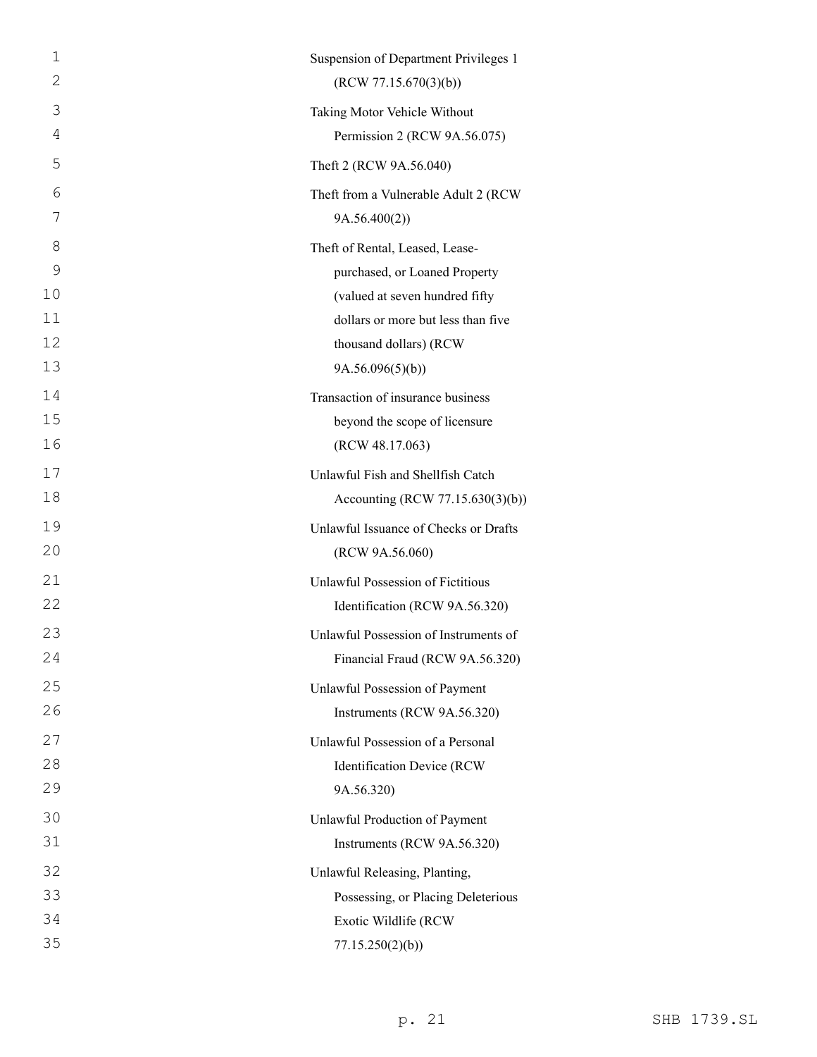Suspension of Department Privileges 1 (RCW 77.15.670(3)(b))

Taking Motor Vehicle Without Permission 2 (RCW 9A.56.075)

Theft 2 (RCW 9A.56.040)

Theft from a Vulnerable Adult 2 (RCW 9A.56.400(2))

Theft of Rental, Leased, Lease-purchased, or Loaned Property (valued at seven hundred fifty dollars or more but less than five thousand dollars) (RCW 9A.56.096(5)(b))

Transaction of insurance business beyond the scope of licensure (RCW 48.17.063)

Unlawful Fish and Shellfish Catch Accounting (RCW 77.15.630(3)(b))

Unlawful Issuance of Checks or Drafts (RCW 9A.56.060)

Unlawful Possession of Fictitious Identification (RCW 9A.56.320)

Unlawful Possession of Instruments of Financial Fraud (RCW 9A.56.320)

Unlawful Possession of Payment Instruments (RCW 9A.56.320)

Unlawful Possession of a Personal Identification Device (RCW 9A.56.320)

Unlawful Production of Payment Instruments (RCW 9A.56.320)

Unlawful Releasing, Planting, Possessing, or Placing Deleterious Exotic Wildlife (RCW 77.15.250(2)(b))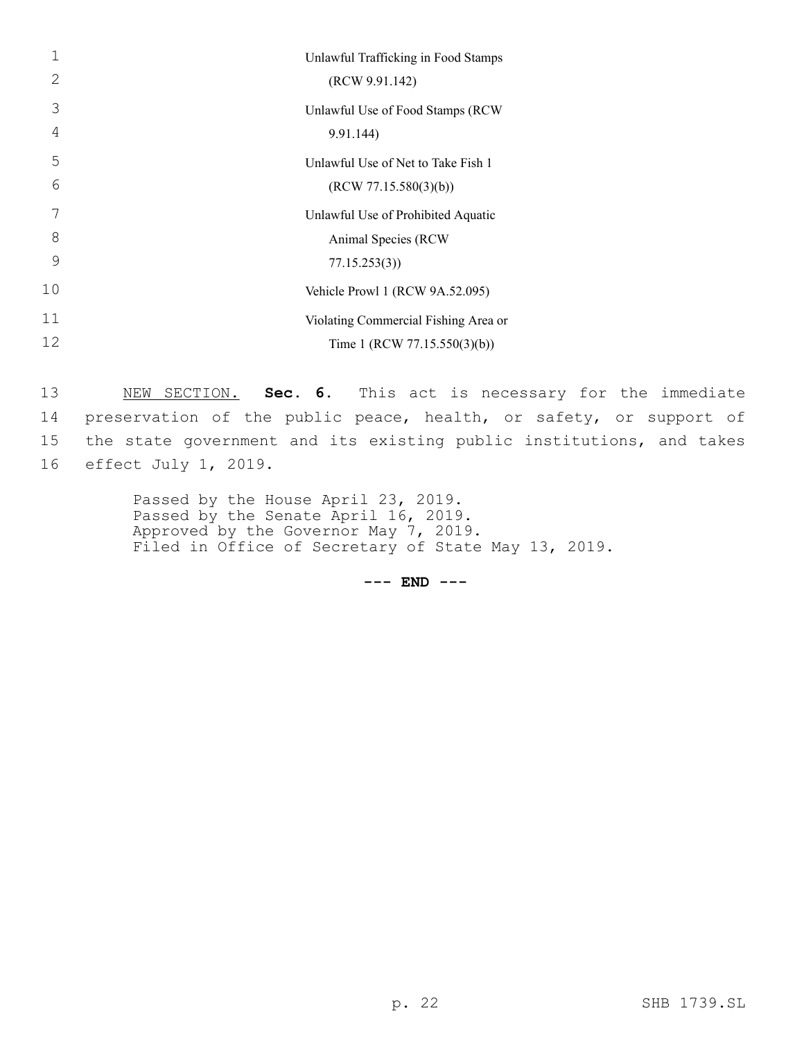Unlawful Trafficking in Food Stamps (RCW 9.91.142)

Unlawful Use of Food Stamps (RCW 9.91.144)

Unlawful Use of Net to Take Fish 1 (RCW 77.15.580(3)(b))

Unlawful Use of Prohibited Aquatic Animal Species (RCW 77.15.253(3))

Vehicle Prowl 1 (RCW 9A.52.095)

Violating Commercial Fishing Area or Time 1 (RCW 77.15.550(3)(b))

NEW SECTION. **Sec. 6.** This act is necessary for the immediate preservation of the public peace, health, or safety, or support of the state government and its existing public institutions, and takes effect July 1, 2019.

Passed by the House April 23, 2019.
Passed by the Senate April 16, 2019.
Approved by the Governor May 7, 2019.
Filed in Office of Secretary of State May 13, 2019.

**--- END ---**